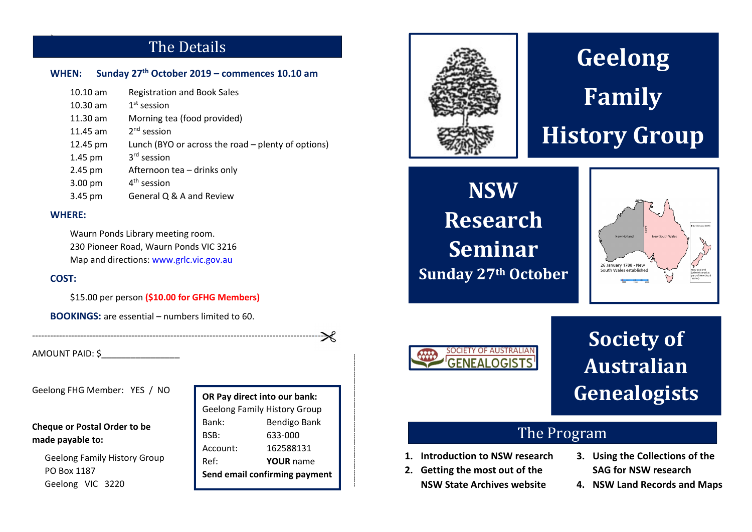# Geelong Family History Group

# NSW Research Seminar

**Sunday 27th October**

# Society of Australian Genealogists

SOCIETY OF AUSTRALIAN GENEALOGISTS

## The Program

1. **Introduction to NSW research**
2. **Getting the most out of the NSW State Archives website**
3. **Using the Collections of the SAG for NSW research**
4. **NSW Land Records and Maps**

## The Details

**WHEN: Sunday 27th October 2019 – commences 10.10 am**

| Time | Activity |
|---|---|
| 10.10 am | Registration and Book Sales |
| 10.30 am | 1st session |
| 11.30 am | Morning tea (food provided) |
| 11.45 am | 2nd session |
| 12.45 pm | Lunch (BYO or across the road – plenty of options) |
| 1.45 pm | 3rd session |
| 2.45 pm | Afternoon tea – drinks only |
| 3.00 pm | 4th session |
| 3.45 pm | General Q & A and Review |

**WHERE:**

Waurn Ponds Library meeting room.
230 Pioneer Road, Waurn Ponds VIC 3216
Map and directions: www.grlc.vic.gov.au

**COST:**

$15.00 per person **($10.00 for GFHG Members)**

**BOOKINGS:** are essential – numbers limited to 60.

---

AMOUNT PAID: $________________

Geelong FHG Member: YES / NO

**Cheque or Postal Order to be made payable to:**

Geelong Family History Group
PO Box 1187
Geelong VIC 3220

**OR Pay direct into our bank:**
Geelong Family History Group

| | |
|---|---|
| Bank: | Bendigo Bank |
| BSB: | 633-000 |
| Account: | 162588131 |
| Ref: | **YOUR** name |

**Send email confirming payment**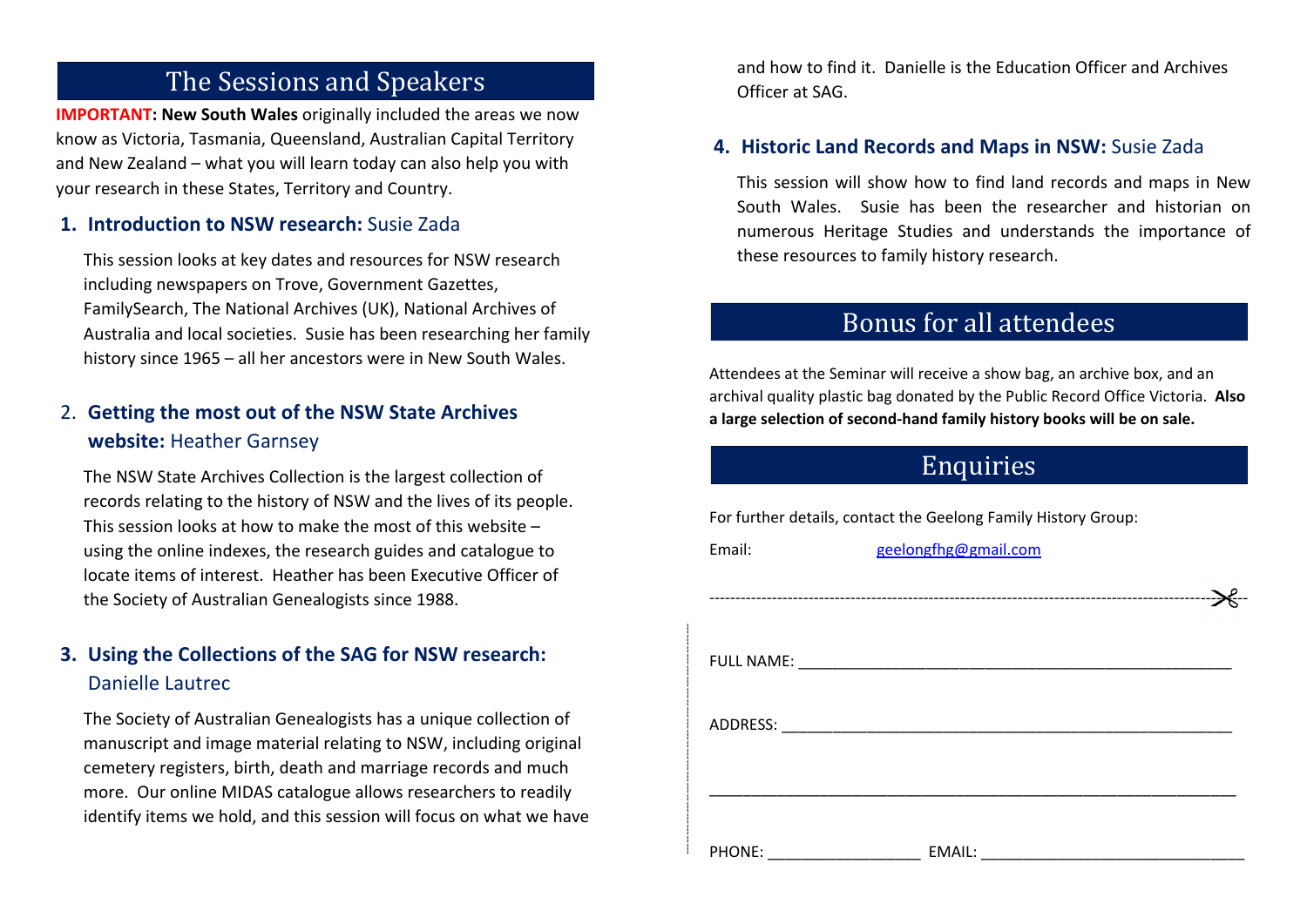## The Sessions and Speakers

**IMPORTANT: New South Wales** originally included the areas we now know as Victoria, Tasmania, Queensland, Australian Capital Territory and New Zealand – what you will learn today can also help you with your research in these States, Territory and Country.

### 1. Introduction to NSW research: Susie Zada

This session looks at key dates and resources for NSW research including newspapers on Trove, Government Gazettes, FamilySearch, The National Archives (UK), National Archives of Australia and local societies. Susie has been researching her family history since 1965 – all her ancestors were in New South Wales.

### 2. Getting the most out of the NSW State Archives website: Heather Garnsey

The NSW State Archives Collection is the largest collection of records relating to the history of NSW and the lives of its people. This session looks at how to make the most of this website – using the online indexes, the research guides and catalogue to locate items of interest. Heather has been Executive Officer of the Society of Australian Genealogists since 1988.

### 3. Using the Collections of the SAG for NSW research: Danielle Lautrec

The Society of Australian Genealogists has a unique collection of manuscript and image material relating to NSW, including original cemetery registers, birth, death and marriage records and much more. Our online MIDAS catalogue allows researchers to readily identify items we hold, and this session will focus on what we have and how to find it. Danielle is the Education Officer and Archives Officer at SAG.

### 4. Historic Land Records and Maps in NSW: Susie Zada

This session will show how to find land records and maps in New South Wales. Susie has been the researcher and historian on numerous Heritage Studies and understands the importance of these resources to family history research.

## Bonus for all attendees

Attendees at the Seminar will receive a show bag, an archive box, and an archival quality plastic bag donated by the Public Record Office Victoria. **Also a large selection of second-hand family history books will be on sale.**

## Enquiries

For further details, contact the Geelong Family History Group:

Email: geelongfhg@gmail.com

-------------------------------------------------------------------------------------------------------✂

FULL NAME: ____________________________________________________

ADDRESS: ______________________________________________________

_________________________________________________________________

PHONE: __________________ EMAIL: _______________________________